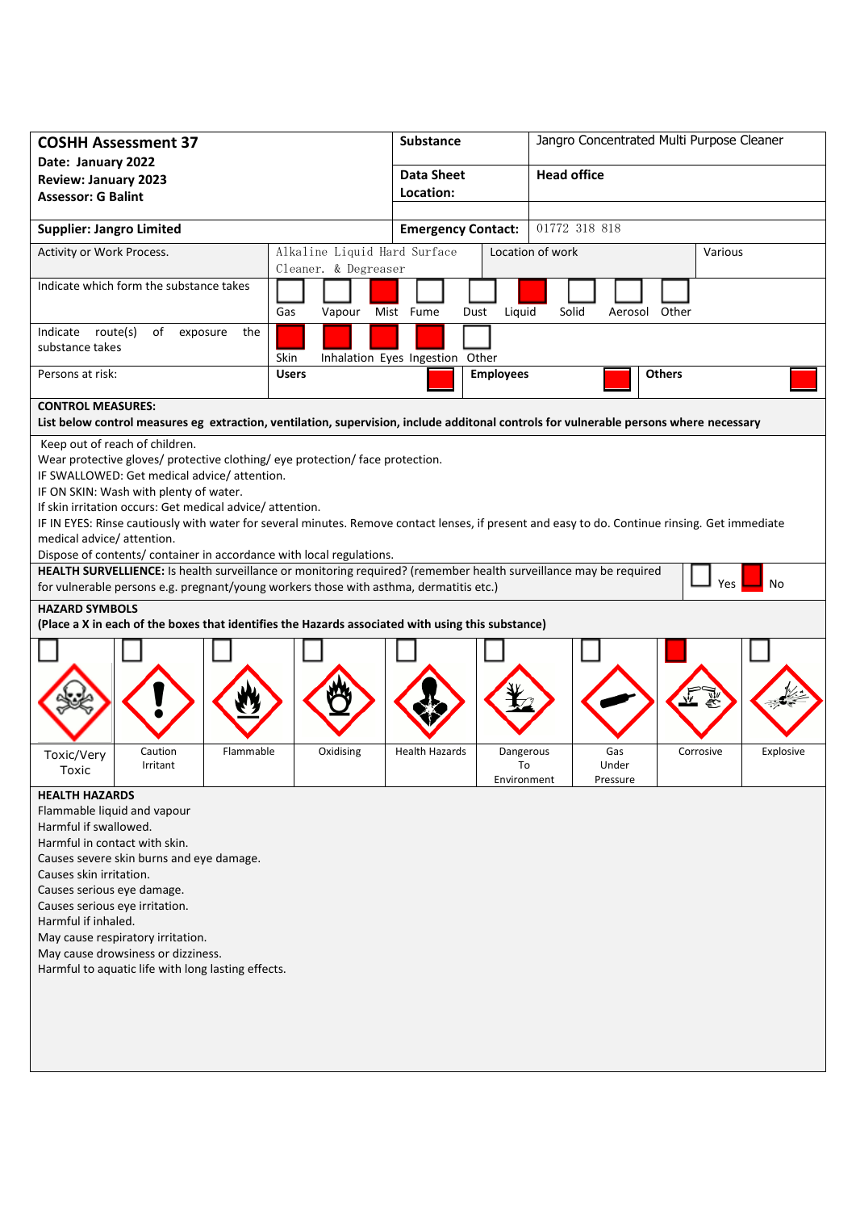| | | | |
|---|---|---|---|
| **COSHH Assessment 37**<br>**Date: January 2022**<br>**Review: January 2023**<br>**Assessor: G Balint** | **Substance** | Jangro Concentrated Multi Purpose Cleaner | |
| | **Data Sheet Location:** | **Head office** | |
| **Supplier: Jangro Limited** | **Emergency Contact:** | 01772 318 818 | |
| Activity or Work Process. | Alkaline Liquid Hard Surface Cleaner. & Degreaser | Location of work | Various |

| | | | | | | | | | |
|---|---|---|---|---|---|---|---|---|---|
| Indicate which form the substance takes | Gas | Vapour | Mist ■ | Fume | Dust | Liquid ■ | Solid | Aerosol | Other |

| | | | | | |
|---|---|---|---|---|---|
| Indicate route(s) of exposure the substance takes | Skin ■ | Inhalation ■ | Eyes ■ | Ingestion ■ | Other |

| | | | | | | |
|---|---|---|---|---|---|---|
| Persons at risk: | **Users** | ■ | **Employees** | ■ | **Others** | ■ |

**CONTROL MEASURES:**
**List below control measures eg extraction, ventilation, supervision, include additonal controls for vulnerable persons where necessary**

Keep out of reach of children.
Wear protective gloves/ protective clothing/ eye protection/ face protection.
IF SWALLOWED: Get medical advice/ attention.
IF ON SKIN: Wash with plenty of water.
If skin irritation occurs: Get medical advice/ attention.
IF IN EYES: Rinse cautiously with water for several minutes. Remove contact lenses, if present and easy to do. Continue rinsing. Get immediate medical advice/ attention.
Dispose of contents/ container in accordance with local regulations.

**HEALTH SURVELLIENCE:** Is health surveillance or monitoring required? (remember health surveillance may be required for vulnerable persons e.g. pregnant/young workers those with asthma, dermatitis etc.) ☐ Yes ■ No

**HAZARD SYMBOLS**
**(Place a X in each of the boxes that identifies the Hazards associated with using this substance)**

| Toxic/Very Toxic | Caution Irritant | Flammable | Oxidising | Health Hazards | Dangerous To Environment | Gas Under Pressure | Corrosive | Explosive |
|---|---|---|---|---|---|---|---|---|
| ☐ | ☐ | ☐ | ☐ | ☐ | ☐ | ☐ | ■ | ☐ |

**HEALTH HAZARDS**
Flammable liquid and vapour
Harmful if swallowed.
Harmful in contact with skin.
Causes severe skin burns and eye damage.
Causes skin irritation.
Causes serious eye damage.
Causes serious eye irritation.
Harmful if inhaled.
May cause respiratory irritation.
May cause drowsiness or dizziness.
Harmful to aquatic life with long lasting effects.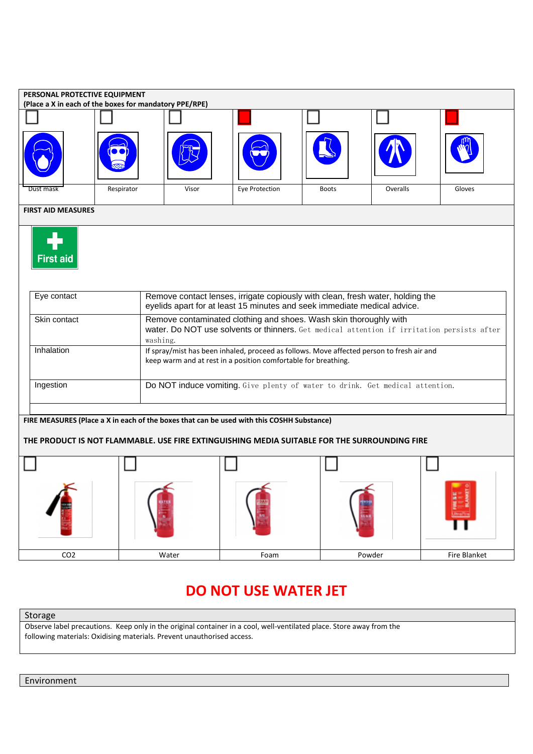**PERSONAL PROTECTIVE EQUIPMENT**
**(Place a X in each of the boxes for mandatory PPE/RPE)**

| Dust mask | Respirator | Visor | Eye Protection | Boots | Overalls | Gloves |
|---|---|---|---|---|---|---|
| ☐ | ☐ | ☐ | ■ | ☐ | ☐ | ■ |

**FIRST AID MEASURES**

First aid

| | |
|---|---|
| Eye contact | Remove contact lenses, irrigate copiously with clean, fresh water, holding the eyelids apart for at least 15 minutes and seek immediate medical advice. |
| Skin contact | Remove contaminated clothing and shoes. Wash skin thoroughly with water. Do NOT use solvents or thinners. Get medical attention if irritation persists after washing. |
| Inhalation | If spray/mist has been inhaled, proceed as follows. Move affected person to fresh air and keep warm and at rest in a position comfortable for breathing. |
| Ingestion | Do NOT induce vomiting. Give plenty of water to drink. Get medical attention. |

**FIRE MEASURES (Place a X in each of the boxes that can be used with this COSHH Substance)**

**THE PRODUCT IS NOT FLAMMABLE. USE FIRE EXTINGUISHING MEDIA SUITABLE FOR THE SURROUNDING FIRE**

| CO2 | Water | Foam | Powder | Fire Blanket |
|---|---|---|---|---|
| ☐ | ☐ | ☐ | ☐ | ☐ |

## DO NOT USE WATER JET

**Storage**

Observe label precautions. Keep only in the original container in a cool, well-ventilated place. Store away from the following materials: Oxidising materials. Prevent unauthorised access.

**Environment**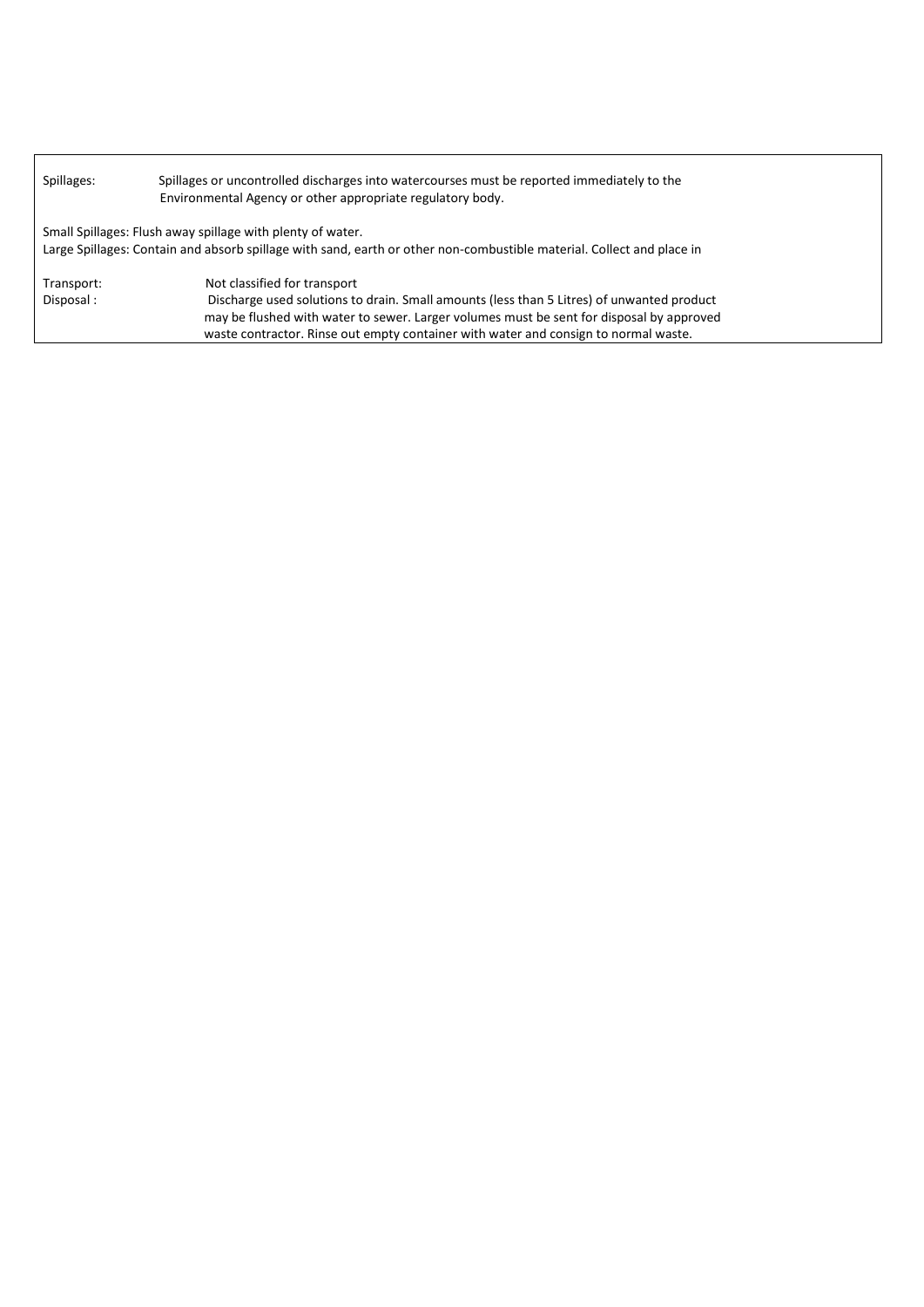Spillages: Spillages or uncontrolled discharges into watercourses must be reported immediately to the Environmental Agency or other appropriate regulatory body.

Small Spillages: Flush away spillage with plenty of water.
Large Spillages: Contain and absorb spillage with sand, earth or other non-combustible material. Collect and place in

Transport: Not classified for transport

Disposal : Discharge used solutions to drain. Small amounts (less than 5 Litres) of unwanted product may be flushed with water to sewer. Larger volumes must be sent for disposal by approved waste contractor. Rinse out empty container with water and consign to normal waste.